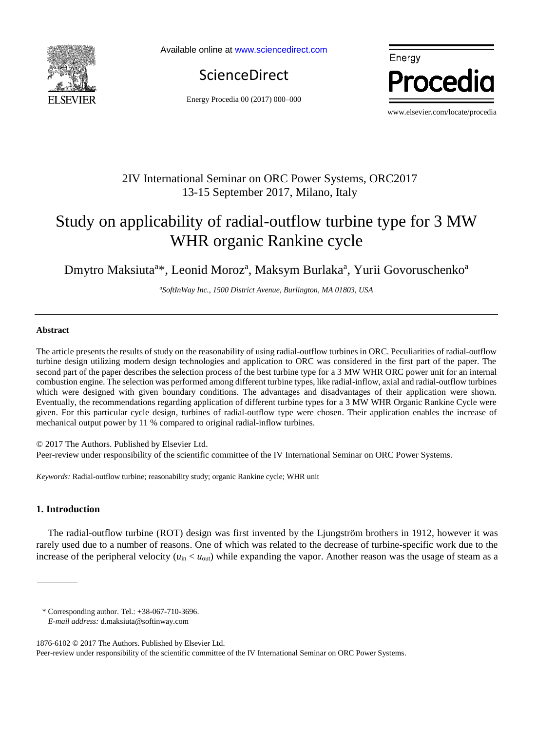2IV International Seminar on ORC Power Systems, ORC2017
13-15 September 2017, Milano, Italy

# Study on applicability of radial-outflow turbine type for 3 MW WHR organic Rankine cycle

Dmytro Maksiuta[a]*, Leonid Moroz[a], Maksym Burlaka[a], Yurii Govoruschenko[a]

[a]*SoftInWay Inc., 1500 District Avenue, Burlington, MA 01803, USA*

## Abstract

The article presents the results of study on the reasonability of using radial-outflow turbines in ORC. Peculiarities of radial-outflow turbine design utilizing modern design technologies and application to ORC was considered in the first part of the paper. The second part of the paper describes the selection process of the best turbine type for a 3 MW WHR ORC power unit for an internal combustion engine. The selection was performed among different turbine types, like radial-inflow, axial and radial-outflow turbines which were designed with given boundary conditions. The advantages and disadvantages of their application were shown. Eventually, the recommendations regarding application of different turbine types for a 3 MW WHR Organic Rankine Cycle were given. For this particular cycle design, turbines of radial-outflow type were chosen. Their application enables the increase of mechanical output power by 11 % compared to original radial-inflow turbines.

© 2017 The Authors. Published by Elsevier Ltd.
Peer-review under responsibility of the scientific committee of the IV International Seminar on ORC Power Systems.

*Keywords:* Radial-outflow turbine; reasonability study; organic Rankine cycle; WHR unit

## 1. Introduction

The radial-outflow turbine (ROT) design was first invented by the Ljungström brothers in 1912, however it was rarely used due to a number of reasons. One of which was related to the decrease of turbine-specific work due to the increase of the peripheral velocity ($u_{in} < u_{out}$) while expanding the vapor. Another reason was the usage of steam as a

\* Corresponding author. Tel.: +38-067-710-3696.
*E-mail address:* d.maksiuta@softinway.com

1876-6102 © 2017 The Authors. Published by Elsevier Ltd.
Peer-review under responsibility of the scientific committee of the IV International Seminar on ORC Power Systems.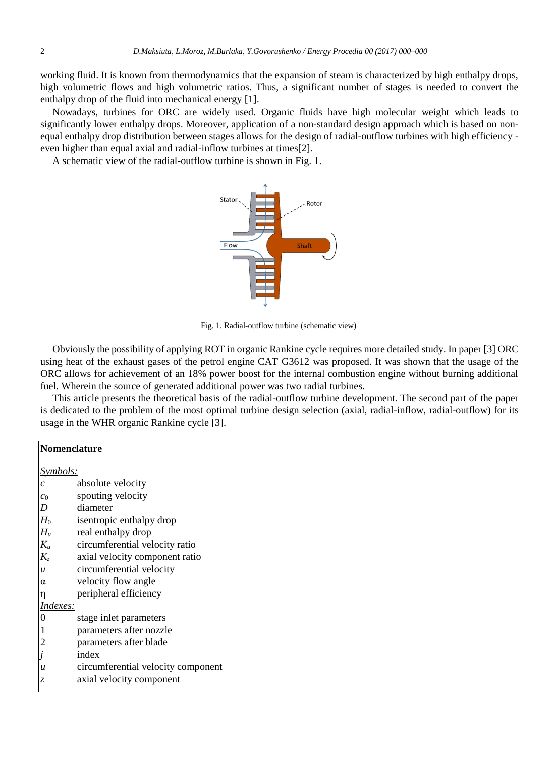working fluid. It is known from thermodynamics that the expansion of steam is characterized by high enthalpy drops, high volumetric flows and high volumetric ratios. Thus, a significant number of stages is needed to convert the enthalpy drop of the fluid into mechanical energy [1].

Nowadays, turbines for ORC are widely used. Organic fluids have high molecular weight which leads to significantly lower enthalpy drops. Moreover, application of a non-standard design approach which is based on non-equal enthalpy drop distribution between stages allows for the design of radial-outflow turbines with high efficiency - even higher than equal axial and radial-inflow turbines at times[2].

A schematic view of the radial-outflow turbine is shown in Fig. 1.

Fig. 1. Radial-outflow turbine (schematic view)

Obviously the possibility of applying ROT in organic Rankine cycle requires more detailed study. In paper [3] ORC using heat of the exhaust gases of the petrol engine CAT G3612 was proposed. It was shown that the usage of the ORC allows for achievement of an 18% power boost for the internal combustion engine without burning additional fuel. Wherein the source of generated additional power was two radial turbines.

This article presents the theoretical basis of the radial-outflow turbine development. The second part of the paper is dedicated to the problem of the most optimal turbine design selection (axial, radial-inflow, radial-outflow) for its usage in the WHR organic Rankine cycle [3].

**Nomenclature**

*Symbols:*

| | |
|---|---|
| $c$ | absolute velocity |
| $c_0$ | spouting velocity |
| $D$ | diameter |
| $H_0$ | isentropic enthalpy drop |
| $H_u$ | real enthalpy drop |
| $K_u$ | circumferential velocity ratio |
| $K_z$ | axial velocity component ratio |
| $u$ | circumferential velocity |
| $\alpha$ | velocity flow angle |
| $\eta$ | peripheral efficiency |

*Indexes:*

| | |
|---|---|
| 0 | stage inlet parameters |
| 1 | parameters after nozzle |
| 2 | parameters after blade |
| $j$ | index |
| $u$ | circumferential velocity component |
| $z$ | axial velocity component |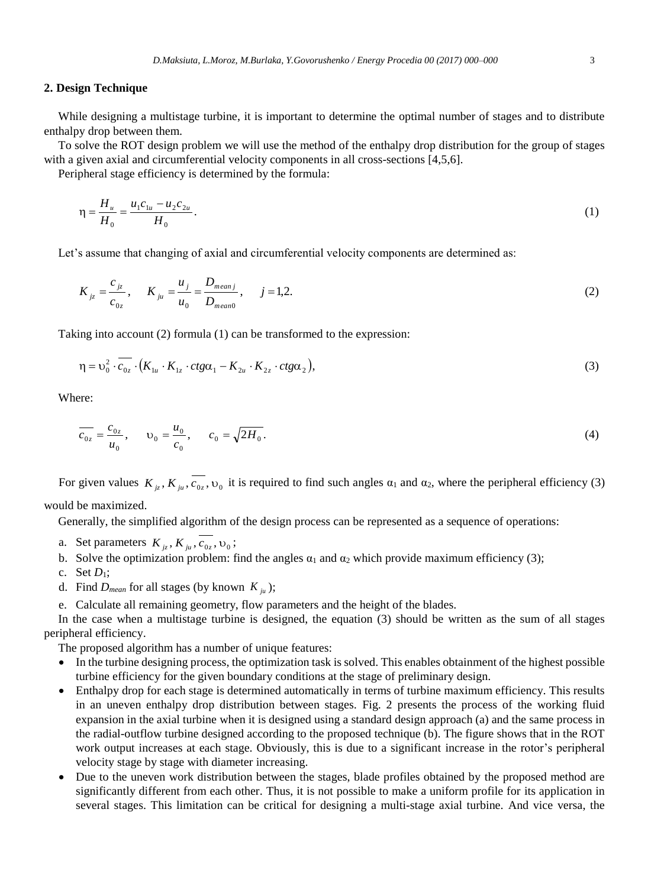## 2. Design Technique

While designing a multistage turbine, it is important to determine the optimal number of stages and to distribute enthalpy drop between them.

To solve the ROT design problem we will use the method of the enthalpy drop distribution for the group of stages with a given axial and circumferential velocity components in all cross-sections [4,5,6].

Peripheral stage efficiency is determined by the formula:

$$\eta = \frac{H_u}{H_0} = \frac{u_1 c_{1u} - u_2 c_{2u}}{H_0}. \tag{1}$$

Let's assume that changing of axial and circumferential velocity components are determined as:

$$K_{jz} = \frac{c_{jz}}{c_{0z}}, \quad K_{ju} = \frac{u_j}{u_0} = \frac{D_{mean\,j}}{D_{mean0}}, \quad j = 1{,}2. \tag{2}$$

Taking into account (2) formula (1) can be transformed to the expression:

$$\eta = \upsilon_0^2 \cdot \overline{c_{0z}} \cdot \left(K_{1u} \cdot K_{1z} \cdot ctg\alpha_1 - K_{2u} \cdot K_{2z} \cdot ctg\alpha_2\right), \tag{3}$$

Where:

$$\overline{c_{0z}} = \frac{c_{0z}}{u_0}, \quad \upsilon_0 = \frac{u_0}{c_0}, \quad c_0 = \sqrt{2H_0}. \tag{4}$$

For given values $K_{jz}, K_{ju}, \overline{c_{0z}}, \upsilon_0$ it is required to find such angles $\alpha_1$ and $\alpha_2$, where the peripheral efficiency (3) would be maximized.

Generally, the simplified algorithm of the design process can be represented as a sequence of operations:

a. Set parameters $K_{jz}, K_{ju}, \overline{c_{0z}}, \upsilon_0$;
b. Solve the optimization problem: find the angles $\alpha_1$ and $\alpha_2$ which provide maximum efficiency (3);
c. Set $D_1$;
d. Find $D_{mean}$ for all stages (by known $K_{ju}$);
e. Calculate all remaining geometry, flow parameters and the height of the blades.

In the case when a multistage turbine is designed, the equation (3) should be written as the sum of all stages peripheral efficiency.

The proposed algorithm has a number of unique features:

- In the turbine designing process, the optimization task is solved. This enables obtainment of the highest possible turbine efficiency for the given boundary conditions at the stage of preliminary design.
- Enthalpy drop for each stage is determined automatically in terms of turbine maximum efficiency. This results in an uneven enthalpy drop distribution between stages. Fig. 2 presents the process of the working fluid expansion in the axial turbine when it is designed using a standard design approach (a) and the same process in the radial-outflow turbine designed according to the proposed technique (b). The figure shows that in the ROT work output increases at each stage. Obviously, this is due to a significant increase in the rotor's peripheral velocity stage by stage with diameter increasing.
- Due to the uneven work distribution between the stages, blade profiles obtained by the proposed method are significantly different from each other. Thus, it is not possible to make a uniform profile for its application in several stages. This limitation can be critical for designing a multi-stage axial turbine. And vice versa, the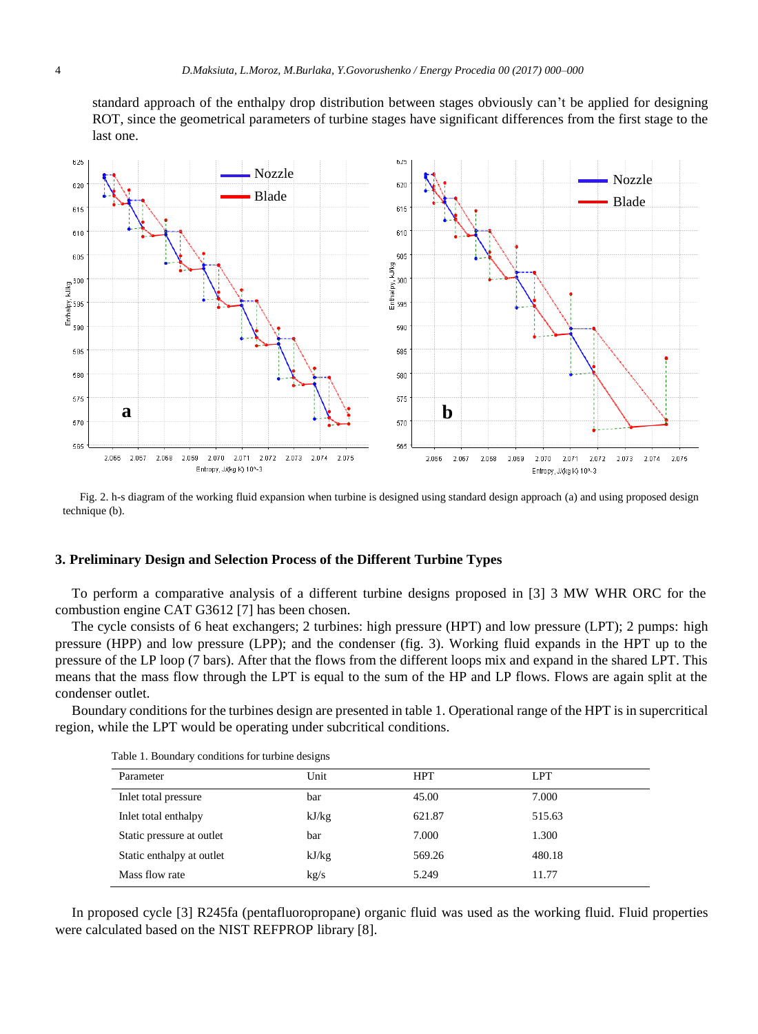standard approach of the enthalpy drop distribution between stages obviously can't be applied for designing ROT, since the geometrical parameters of turbine stages have significant differences from the first stage to the last one.

Fig. 2. h-s diagram of the working fluid expansion when turbine is designed using standard design approach (a) and using proposed design technique (b).

## 3. Preliminary Design and Selection Process of the Different Turbine Types

To perform a comparative analysis of a different turbine designs proposed in [3] 3 MW WHR ORC for the combustion engine CAT G3612 [7] has been chosen.

The cycle consists of 6 heat exchangers; 2 turbines: high pressure (HPT) and low pressure (LPT); 2 pumps: high pressure (HPP) and low pressure (LPP); and the condenser (fig. 3). Working fluid expands in the HPT up to the pressure of the LP loop (7 bars). After that the flows from the different loops mix and expand in the shared LPT. This means that the mass flow through the LPT is equal to the sum of the HP and LP flows. Flows are again split at the condenser outlet.

Boundary conditions for the turbines design are presented in table 1. Operational range of the HPT is in supercritical region, while the LPT would be operating under subcritical conditions.

Table 1. Boundary conditions for turbine designs

| Parameter | Unit | HPT | LPT |
| --- | --- | --- | --- |
| Inlet total pressure | bar | 45.00 | 7.000 |
| Inlet total enthalpy | kJ/kg | 621.87 | 515.63 |
| Static pressure at outlet | bar | 7.000 | 1.300 |
| Static enthalpy at outlet | kJ/kg | 569.26 | 480.18 |
| Mass flow rate | kg/s | 5.249 | 11.77 |

In proposed cycle [3] R245fa (pentafluoropropane) organic fluid was used as the working fluid. Fluid properties were calculated based on the NIST REFPROP library [8].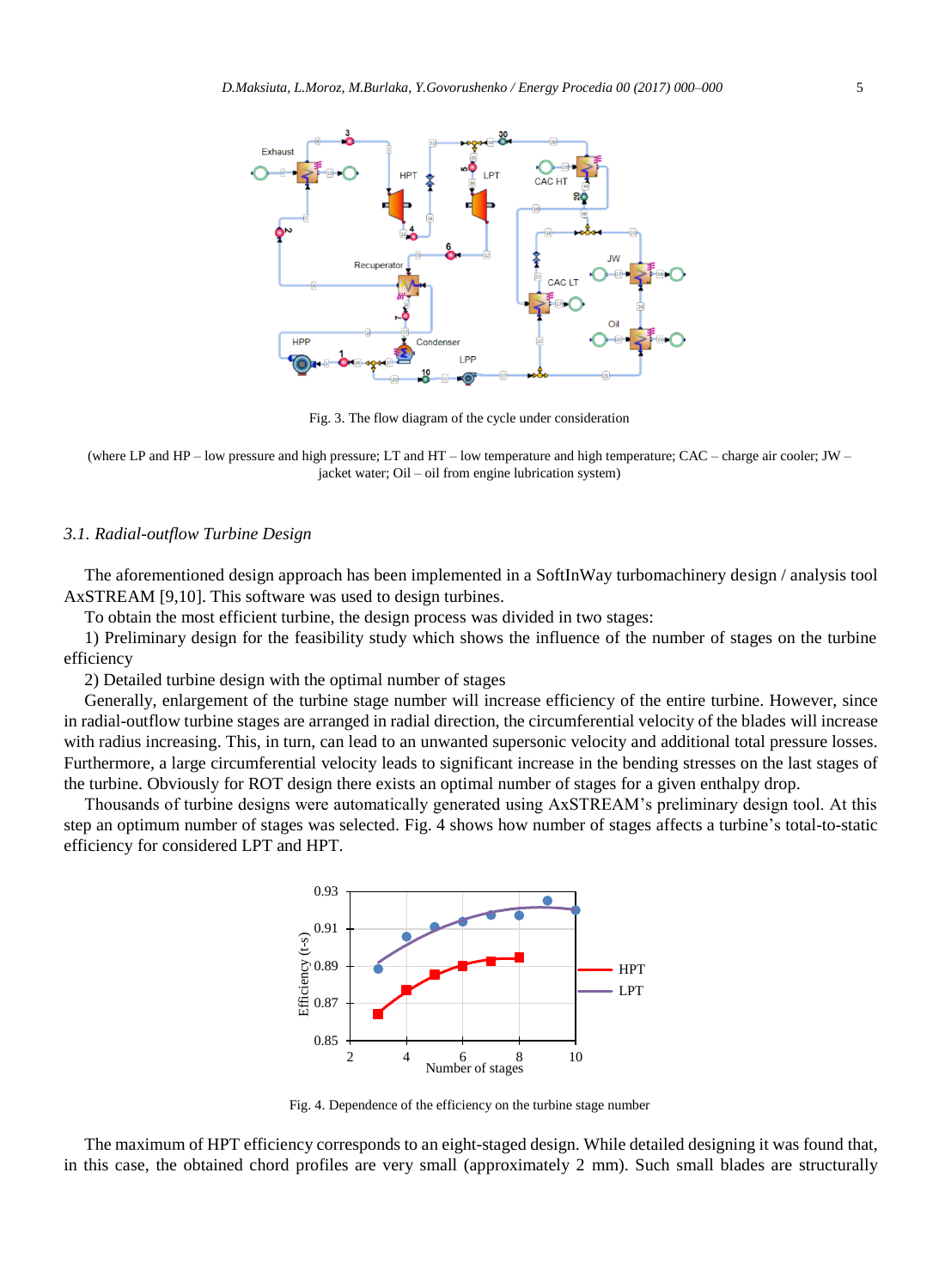Fig. 3. The flow diagram of the cycle under consideration

(where LP and HP – low pressure and high pressure; LT and HT – low temperature and high temperature; CAC – charge air cooler; JW – jacket water; Oil – oil from engine lubrication system)

### *3.1. Radial-outflow Turbine Design*

The aforementioned design approach has been implemented in a SoftInWay turbomachinery design / analysis tool AxSTREAM [9,10]. This software was used to design turbines.

To obtain the most efficient turbine, the design process was divided in two stages:

1) Preliminary design for the feasibility study which shows the influence of the number of stages on the turbine efficiency

2) Detailed turbine design with the optimal number of stages

Generally, enlargement of the turbine stage number will increase efficiency of the entire turbine. However, since in radial-outflow turbine stages are arranged in radial direction, the circumferential velocity of the blades will increase with radius increasing. This, in turn, can lead to an unwanted supersonic velocity and additional total pressure losses. Furthermore, a large circumferential velocity leads to significant increase in the bending stresses on the last stages of the turbine. Obviously for ROT design there exists an optimal number of stages for a given enthalpy drop.

Thousands of turbine designs were automatically generated using AxSTREAM's preliminary design tool. At this step an optimum number of stages was selected. Fig. 4 shows how number of stages affects a turbine's total-to-static efficiency for considered LPT and HPT.

Fig. 4. Dependence of the efficiency on the turbine stage number

The maximum of HPT efficiency corresponds to an eight-staged design. While detailed designing it was found that, in this case, the obtained chord profiles are very small (approximately 2 mm). Such small blades are structurally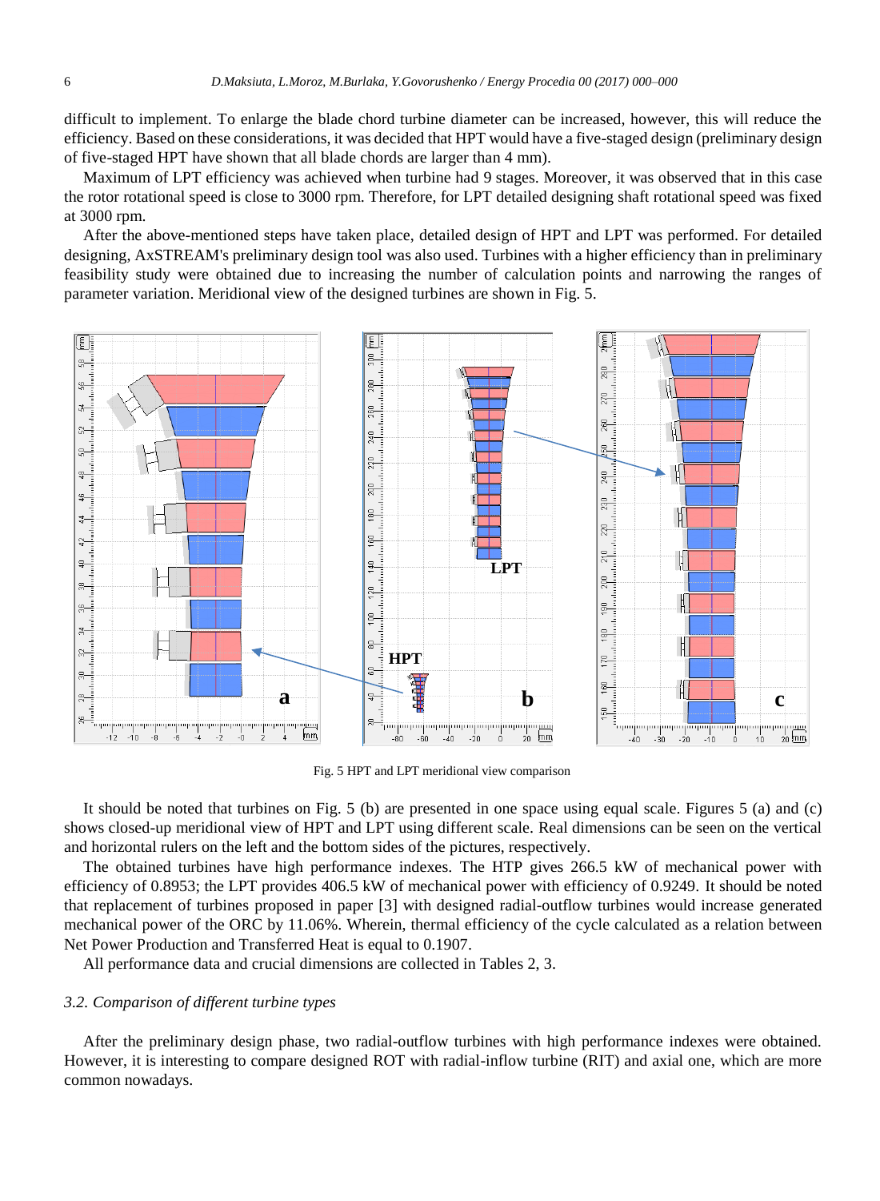difficult to implement. To enlarge the blade chord turbine diameter can be increased, however, this will reduce the efficiency. Based on these considerations, it was decided that HPT would have a five-staged design (preliminary design of five-staged HPT have shown that all blade chords are larger than 4 mm).

Maximum of LPT efficiency was achieved when turbine had 9 stages. Moreover, it was observed that in this case the rotor rotational speed is close to 3000 rpm. Therefore, for LPT detailed designing shaft rotational speed was fixed at 3000 rpm.

After the above-mentioned steps have taken place, detailed design of HPT and LPT was performed. For detailed designing, AxSTREAM's preliminary design tool was also used. Turbines with a higher efficiency than in preliminary feasibility study were obtained due to increasing the number of calculation points and narrowing the ranges of parameter variation. Meridional view of the designed turbines are shown in Fig. 5.

Fig. 5 HPT and LPT meridional view comparison

It should be noted that turbines on Fig. 5 (b) are presented in one space using equal scale. Figures 5 (a) and (c) shows closed-up meridional view of HPT and LPT using different scale. Real dimensions can be seen on the vertical and horizontal rulers on the left and the bottom sides of the pictures, respectively.

The obtained turbines have high performance indexes. The HTP gives 266.5 kW of mechanical power with efficiency of 0.8953; the LPT provides 406.5 kW of mechanical power with efficiency of 0.9249. It should be noted that replacement of turbines proposed in paper [3] with designed radial-outflow turbines would increase generated mechanical power of the ORC by 11.06%. Wherein, thermal efficiency of the cycle calculated as a relation between Net Power Production and Transferred Heat is equal to 0.1907.

All performance data and crucial dimensions are collected in Tables 2, 3.

### *3.2. Comparison of different turbine types*

After the preliminary design phase, two radial-outflow turbines with high performance indexes were obtained. However, it is interesting to compare designed ROT with radial-inflow turbine (RIT) and axial one, which are more common nowadays.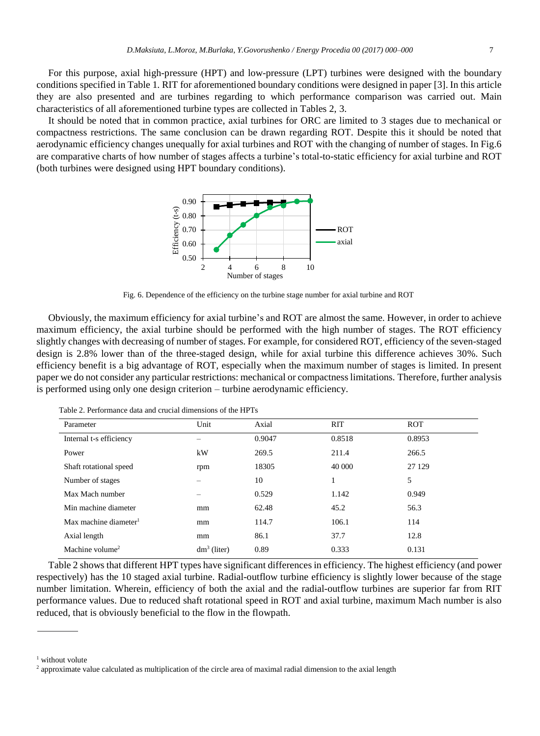For this purpose, axial high-pressure (HPT) and low-pressure (LPT) turbines were designed with the boundary conditions specified in Table 1. RIT for aforementioned boundary conditions were designed in paper [3]. In this article they are also presented and are turbines regarding to which performance comparison was carried out. Main characteristics of all aforementioned turbine types are collected in Tables 2, 3.

It should be noted that in common practice, axial turbines for ORC are limited to 3 stages due to mechanical or compactness restrictions. The same conclusion can be drawn regarding ROT. Despite this it should be noted that aerodynamic efficiency changes unequally for axial turbines and ROT with the changing of number of stages. In Fig.6 are comparative charts of how number of stages affects a turbine's total-to-static efficiency for axial turbine and ROT (both turbines were designed using HPT boundary conditions).

Fig. 6. Dependence of the efficiency on the turbine stage number for axial turbine and ROT

Obviously, the maximum efficiency for axial turbine's and ROT are almost the same. However, in order to achieve maximum efficiency, the axial turbine should be performed with the high number of stages. The ROT efficiency slightly changes with decreasing of number of stages. For example, for considered ROT, efficiency of the seven-staged design is 2.8% lower than of the three-staged design, while for axial turbine this difference achieves 30%. Such efficiency benefit is a big advantage of ROT, especially when the maximum number of stages is limited. In present paper we do not consider any particular restrictions: mechanical or compactness limitations. Therefore, further analysis is performed using only one design criterion – turbine aerodynamic efficiency.

Table 2. Performance data and crucial dimensions of the HPTs

| Parameter | Unit | Axial | RIT | ROT |
|---|---|---|---|---|
| Internal t-s efficiency | – | 0.9047 | 0.8518 | 0.8953 |
| Power | kW | 269.5 | 211.4 | 266.5 |
| Shaft rotational speed | rpm | 18305 | 40 000 | 27 129 |
| Number of stages | – | 10 | 1 | 5 |
| Max Mach number | – | 0.529 | 1.142 | 0.949 |
| Min machine diameter | mm | 62.48 | 45.2 | 56.3 |
| Max machine diameter[1] | mm | 114.7 | 106.1 | 114 |
| Axial length | mm | 86.1 | 37.7 | 12.8 |
| Machine volume[2] | $dm^3$ (liter) | 0.89 | 0.333 | 0.131 |

Table 2 shows that different HPT types have significant differences in efficiency. The highest efficiency (and power respectively) has the 10 staged axial turbine. Radial-outflow turbine efficiency is slightly lower because of the stage number limitation. Wherein, efficiency of both the axial and the radial-outflow turbines are superior far from RIT performance values. Due to reduced shaft rotational speed in ROT and axial turbine, maximum Mach number is also reduced, that is obviously beneficial to the flow in the flowpath.

[1] without volute

[2] approximate value calculated as multiplication of the circle area of maximal radial dimension to the axial length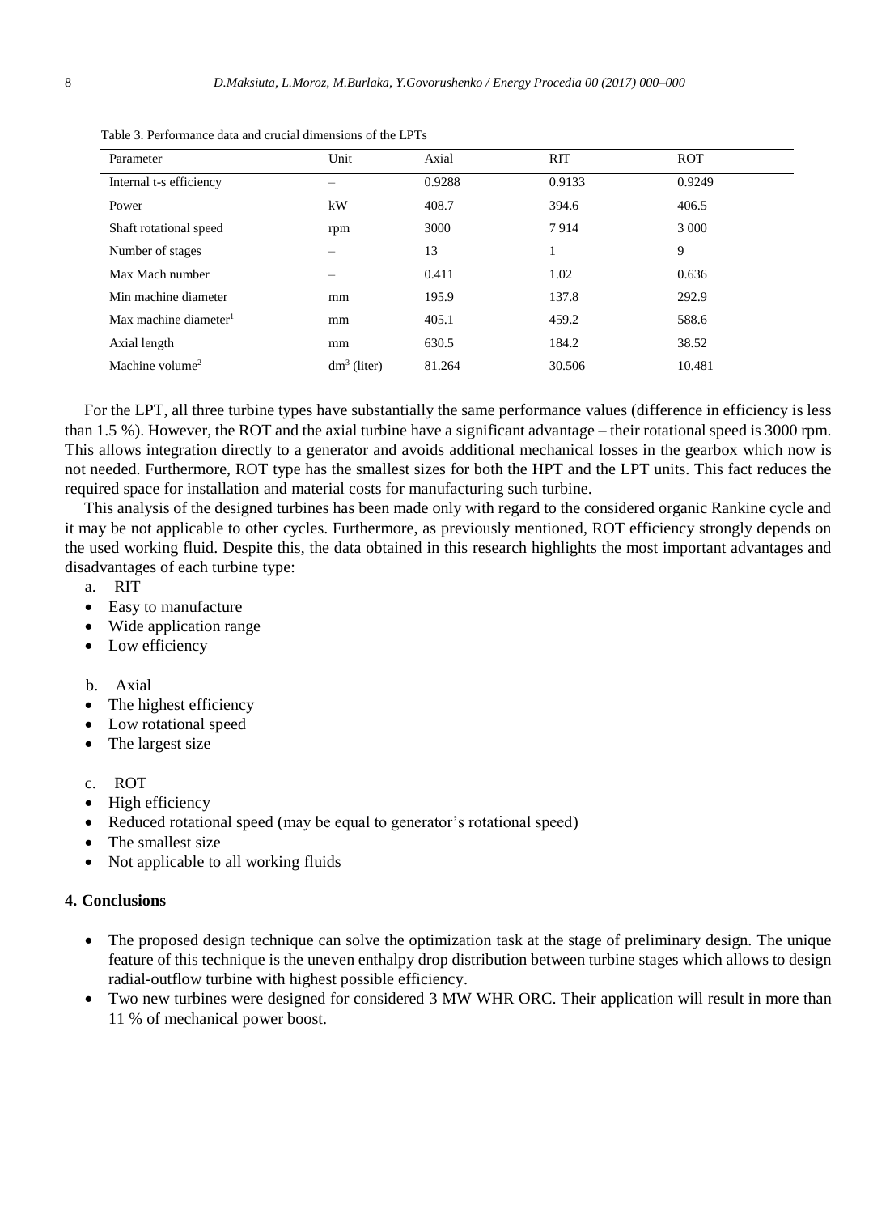Table 3. Performance data and crucial dimensions of the LPTs

| Parameter | Unit | Axial | RIT | ROT |
|---|---|---|---|---|
| Internal t-s efficiency | – | 0.9288 | 0.9133 | 0.9249 |
| Power | kW | 408.7 | 394.6 | 406.5 |
| Shaft rotational speed | rpm | 3000 | 7 914 | 3 000 |
| Number of stages | – | 13 | 1 | 9 |
| Max Mach number | – | 0.411 | 1.02 | 0.636 |
| Min machine diameter | mm | 195.9 | 137.8 | 292.9 |
| Max machine diameter[1] | mm | 405.1 | 459.2 | 588.6 |
| Axial length | mm | 630.5 | 184.2 | 38.52 |
| Machine volume[2] | $dm^3$ (liter) | 81.264 | 30.506 | 10.481 |

For the LPT, all three turbine types have substantially the same performance values (difference in efficiency is less than 1.5 %). However, the ROT and the axial turbine have a significant advantage – their rotational speed is 3000 rpm. This allows integration directly to a generator and avoids additional mechanical losses in the gearbox which now is not needed. Furthermore, ROT type has the smallest sizes for both the HPT and the LPT units. This fact reduces the required space for installation and material costs for manufacturing such turbine.

This analysis of the designed turbines has been made only with regard to the considered organic Rankine cycle and it may be not applicable to other cycles. Furthermore, as previously mentioned, ROT efficiency strongly depends on the used working fluid. Despite this, the data obtained in this research highlights the most important advantages and disadvantages of each turbine type:

a. RIT

- Easy to manufacture
- Wide application range
- Low efficiency

b. Axial

- The highest efficiency
- Low rotational speed
- The largest size

c. ROT

- High efficiency
- Reduced rotational speed (may be equal to generator's rotational speed)
- The smallest size
- Not applicable to all working fluids

## 4. Conclusions

- The proposed design technique can solve the optimization task at the stage of preliminary design. The unique feature of this technique is the uneven enthalpy drop distribution between turbine stages which allows to design radial-outflow turbine with highest possible efficiency.
- Two new turbines were designed for considered 3 MW WHR ORC. Their application will result in more than 11 % of mechanical power boost.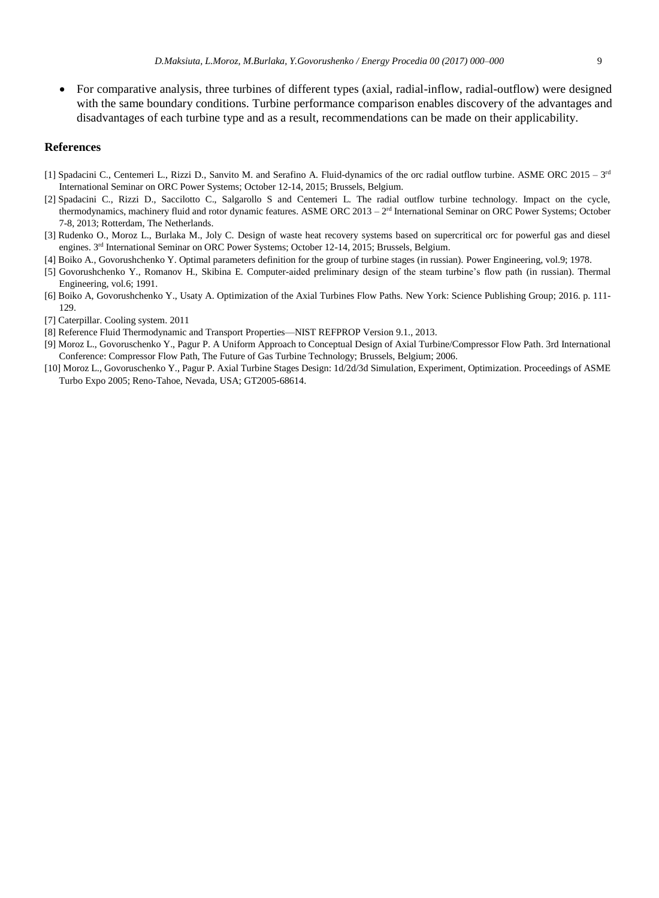- For comparative analysis, three turbines of different types (axial, radial-inflow, radial-outflow) were designed with the same boundary conditions. Turbine performance comparison enables discovery of the advantages and disadvantages of each turbine type and as a result, recommendations can be made on their applicability.

## References

[1] Spadacini C., Centemeri L., Rizzi D., Sanvito M. and Serafino A. Fluid-dynamics of the orc radial outflow turbine. ASME ORC 2015 – 3rd International Seminar on ORC Power Systems; October 12-14, 2015; Brussels, Belgium.

[2] Spadacini C., Rizzi D., Saccilotto C., Salgarollo S and Centemeri L. The radial outflow turbine technology. Impact on the cycle, thermodynamics, machinery fluid and rotor dynamic features. ASME ORC 2013 – 2rd International Seminar on ORC Power Systems; October 7-8, 2013; Rotterdam, The Netherlands.

[3] Rudenko O., Moroz L., Burlaka M., Joly C. Design of waste heat recovery systems based on supercritical orc for powerful gas and diesel engines. 3rd International Seminar on ORC Power Systems; October 12-14, 2015; Brussels, Belgium.

[4] Boiko A., Govorushchenko Y. Optimal parameters definition for the group of turbine stages (in russian). Power Engineering, vol.9; 1978.

[5] Govorushchenko Y., Romanov H., Skibina E. Computer-aided preliminary design of the steam turbine's flow path (in russian). Thermal Engineering, vol.6; 1991.

[6] Boiko A, Govorushchenko Y., Usaty A. Optimization of the Axial Turbines Flow Paths. New York: Science Publishing Group; 2016. p. 111-129.

[7] Caterpillar. Cooling system. 2011

[8] Reference Fluid Thermodynamic and Transport Properties—NIST REFPROP Version 9.1., 2013.

[9] Moroz L., Govoruschenko Y., Pagur P. A Uniform Approach to Conceptual Design of Axial Turbine/Compressor Flow Path. 3rd International Conference: Compressor Flow Path, The Future of Gas Turbine Technology; Brussels, Belgium; 2006.

[10] Moroz L., Govoruschenko Y., Pagur P. Axial Turbine Stages Design: 1d/2d/3d Simulation, Experiment, Optimization. Proceedings of ASME Turbo Expo 2005; Reno-Tahoe, Nevada, USA; GT2005-68614.